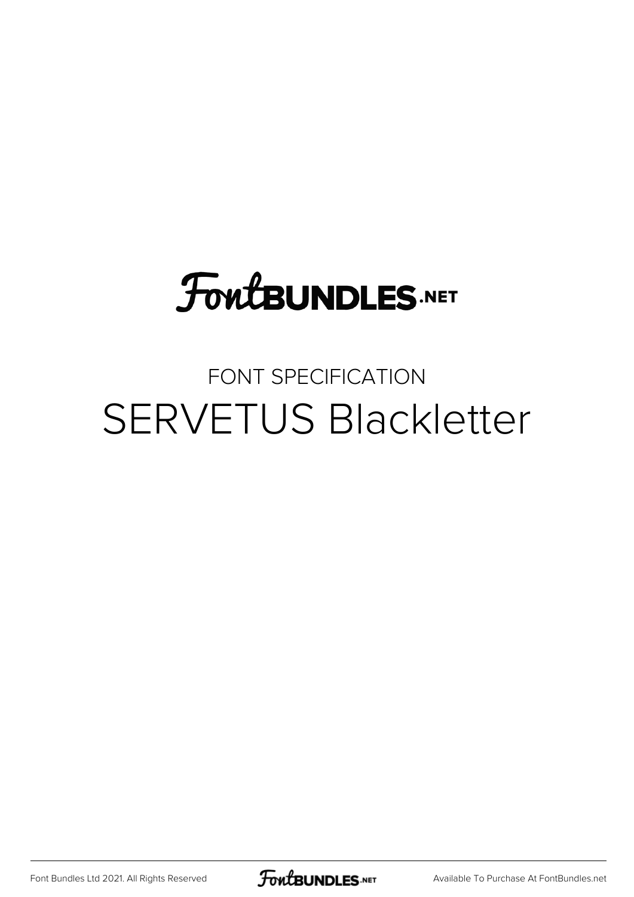# FontBUNDLES.NET

## FONT SPECIFICATION

# SERVETUS Blackletter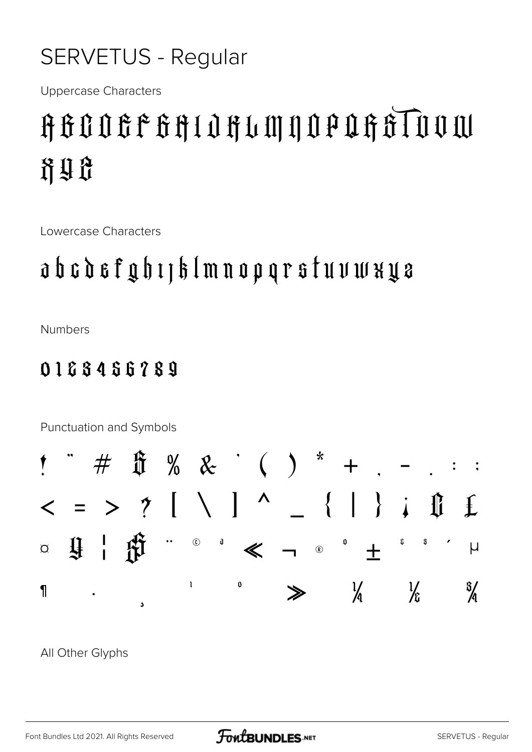# SERVETUS - Regular

Uppercase Characters

A B C D E F G H I J K L M N O P Q R S T U V W X Y Z

Lowercase Characters

a b c d e f g h i j k l m n o p q r s t u v w x y z

Numbers

0 1 2 3 4 5 6 7 8 9

Punctuation and Symbols

! " # $ % & ' ( ) * + , - . / : ;
< = > ? [ \ ] ^ _ { | } ¡ ¢ £
¤ ¥ ¦ § ¨ © ª « ¬ ® ° ± ² ³ ´ µ
¶ · ¸ ¹ º » ¼ ½ ¾

All Other Glyphs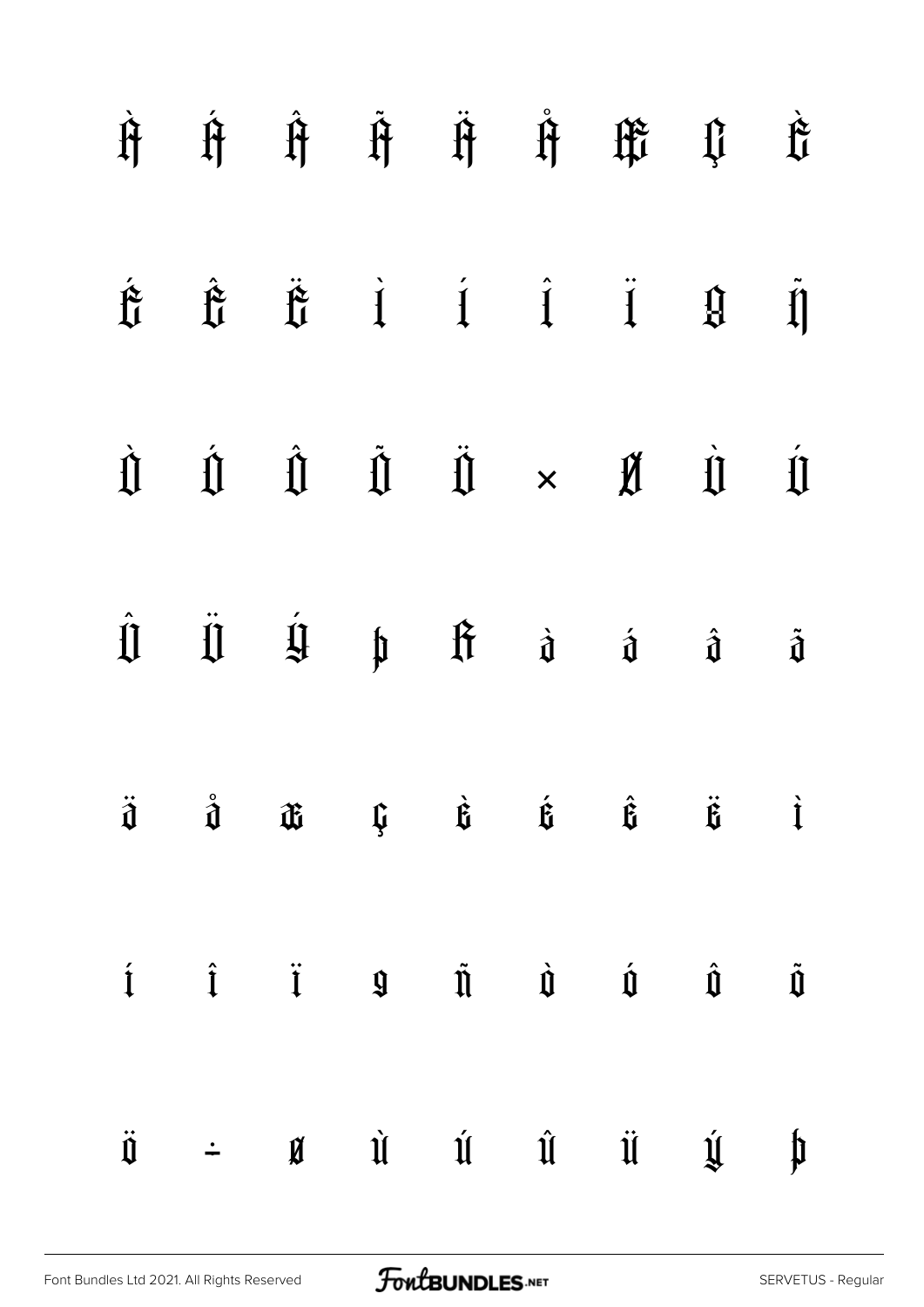À Á Â Ã Ä Å Æ Ç È

É Ê Ë Ì Í Î Ï Ð Ñ

Ò Ó Ô Õ Ö × Ø Ù Ú

Û Ü Ý Þ ß à á â ã

ä å æ ç è é ê ë ì

í î ï ð ñ ò ó ô õ

ö ÷ ø ù ú û ü ý þ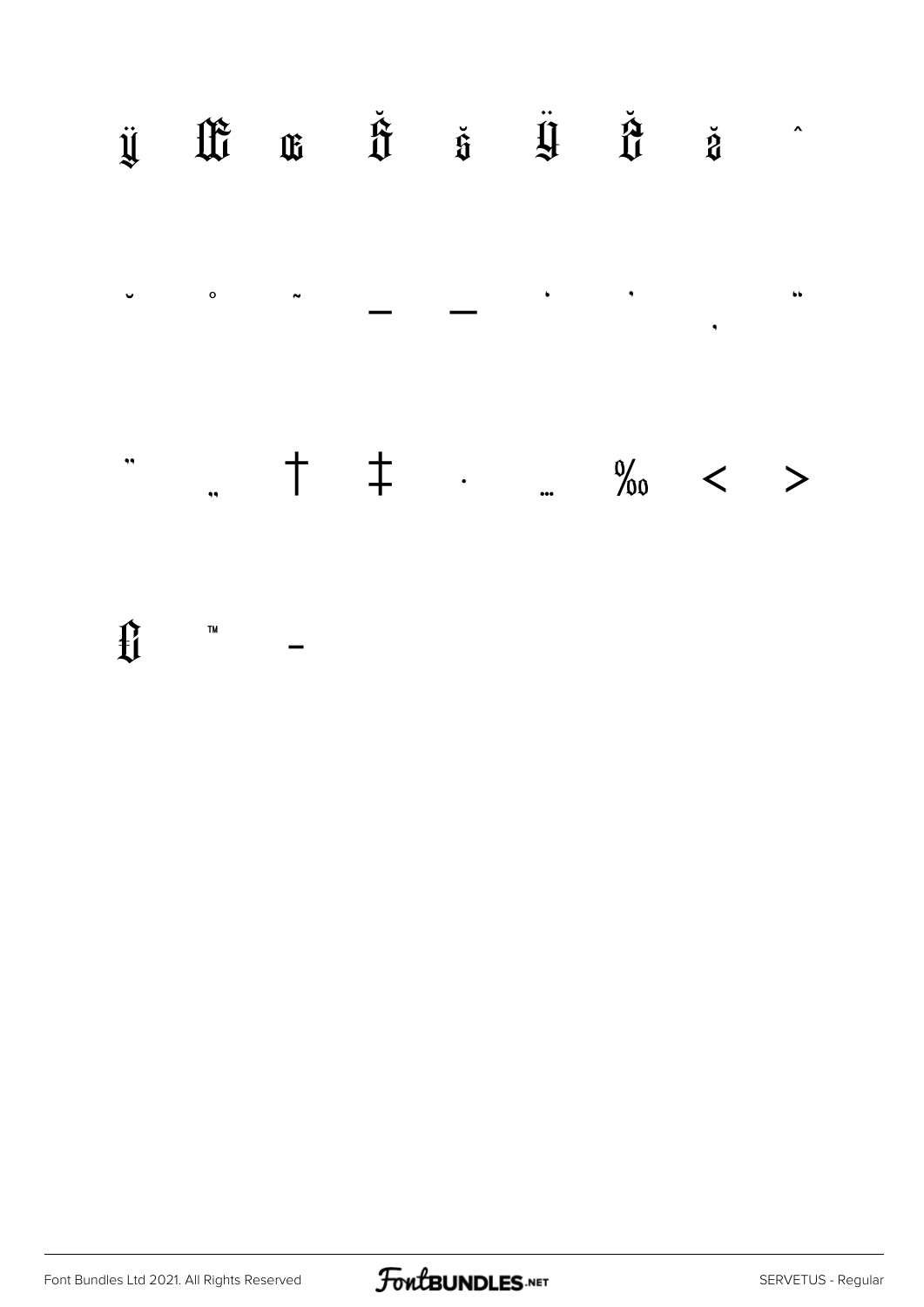ÿ Œ œ Š š Ÿ Ž ž ˆ

˘ ˚ ˜ – — ' ' ‚ "

" „ † ‡ • … ‰ ‹ ›

€ ™ −